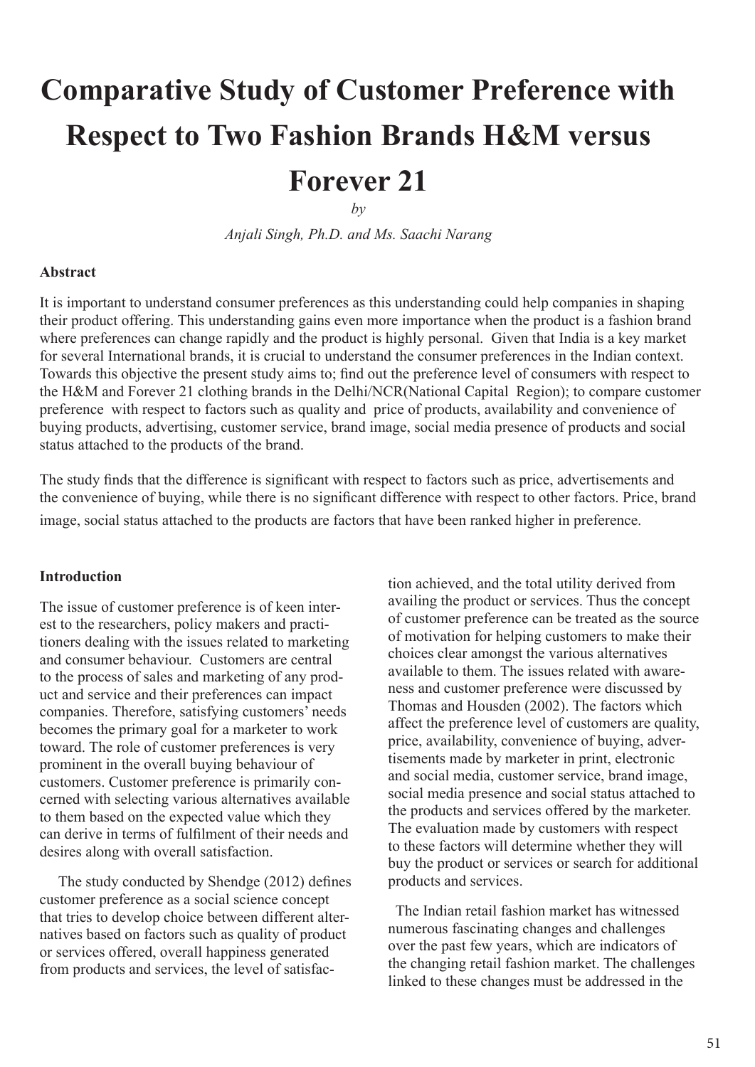# Comparative Study of Customer Preference with Respect to Two Fashion Brands H&M versus Forever 21

*by*

*Anjali Singh, Ph.D. and Ms. Saachi Narang*

#### Abstract

It is important to understand consumer preferences as this understanding could help companies in shaping their product offering. This understanding gains even more importance when the product is a fashion brand where preferences can change rapidly and the product is highly personal. Given that India is a key market for several International brands, it is crucial to understand the consumer preferences in the Indian context. Towards this objective the present study aims to; find out the preference level of consumers with respect to the H&M and Forever 21 clothing brands in the Delhi/NCR(National Capital Region); to compare customer preference with respect to factors such as quality and price of products, availability and convenience of buying products, advertising, customer service, brand image, social media presence of products and social status attached to the products of the brand.

The study finds that the difference is significant with respect to factors such as price, advertisements and the convenience of buying, while there is no significant difference with respect to other factors. Price, brand image, social status attached to the products are factors that have been ranked higher in preference.

#### Introduction

The issue of customer preference is of keen interest to the researchers, policy makers and practitioners dealing with the issues related to marketing and consumer behaviour. Customers are central to the process of sales and marketing of any product and service and their preferences can impact companies. Therefore, satisfying customers' needs becomes the primary goal for a marketer to work toward. The role of customer preferences is very prominent in the overall buying behaviour of customers. Customer preference is primarily concerned with selecting various alternatives available to them based on the expected value which they can derive in terms of fulfilment of their needs and desires along with overall satisfaction.

The study conducted by Shendge (2012) defines customer preference as a social science concept that tries to develop choice between different alternatives based on factors such as quality of product or services offered, overall happiness generated from products and services, the level of satisfaction achieved, and the total utility derived from availing the product or services. Thus the concept of customer preference can be treated as the source of motivation for helping customers to make their choices clear amongst the various alternatives available to them. The issues related with awareness and customer preference were discussed by Thomas and Housden (2002). The factors which affect the preference level of customers are quality, price, availability, convenience of buying, advertisements made by marketer in print, electronic and social media, customer service, brand image, social media presence and social status attached to the products and services offered by the marketer. The evaluation made by customers with respect to these factors will determine whether they will buy the product or services or search for additional products and services.

The Indian retail fashion market has witnessed numerous fascinating changes and challenges over the past few years, which are indicators of the changing retail fashion market. The challenges linked to these changes must be addressed in the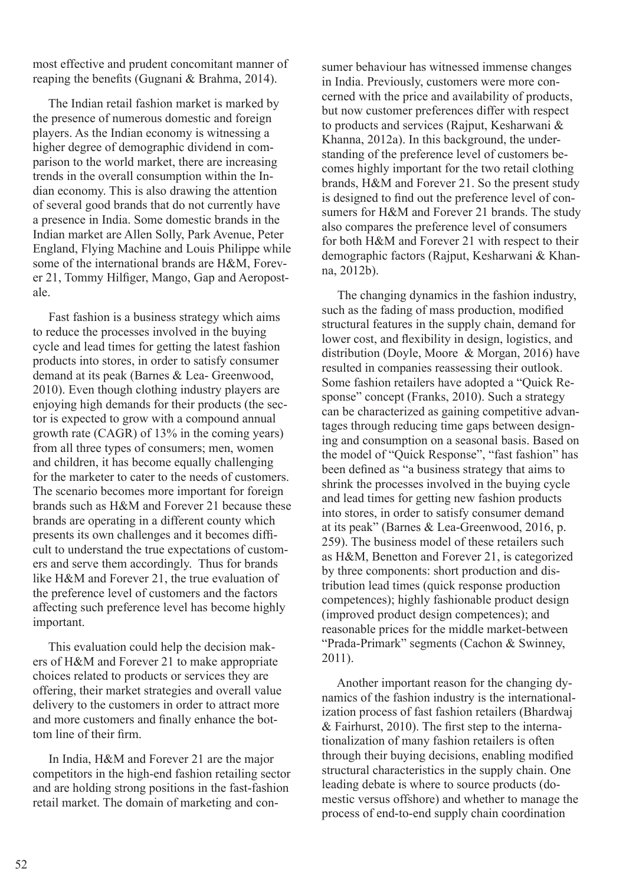most effective and prudent concomitant manner of reaping the benefits (Gugnani & Brahma, 2014).

The Indian retail fashion market is marked by the presence of numerous domestic and foreign players. As the Indian economy is witnessing a higher degree of demographic dividend in comparison to the world market, there are increasing trends in the overall consumption within the Indian economy. This is also drawing the attention of several good brands that do not currently have a presence in India. Some domestic brands in the Indian market are Allen Solly, Park Avenue, Peter England, Flying Machine and Louis Philippe while some of the international brands are H&M, Forever 21, Tommy Hilfiger, Mango, Gap and Aeropostale.

Fast fashion is a business strategy which aims to reduce the processes involved in the buying cycle and lead times for getting the latest fashion products into stores, in order to satisfy consumer demand at its peak (Barnes & Lea- Greenwood, 2010). Even though clothing industry players are enjoying high demands for their products (the sector is expected to grow with a compound annual growth rate (CAGR) of 13% in the coming years) from all three types of consumers; men, women and children, it has become equally challenging for the marketer to cater to the needs of customers. The scenario becomes more important for foreign brands such as H&M and Forever 21 because these brands are operating in a different county which presents its own challenges and it becomes difficult to understand the true expectations of customers and serve them accordingly. Thus for brands like H&M and Forever 21, the true evaluation of the preference level of customers and the factors affecting such preference level has become highly important.

This evaluation could help the decision makers of H&M and Forever 21 to make appropriate choices related to products or services they are offering, their market strategies and overall value delivery to the customers in order to attract more and more customers and finally enhance the bottom line of their firm.

In India, H&M and Forever 21 are the major competitors in the high-end fashion retailing sector and are holding strong positions in the fast-fashion retail market. The domain of marketing and consumer behaviour has witnessed immense changes in India. Previously, customers were more concerned with the price and availability of products, but now customer preferences differ with respect to products and services (Rajput, Kesharwani & Khanna, 2012a). In this background, the understanding of the preference level of customers becomes highly important for the two retail clothing brands, H&M and Forever 21. So the present study is designed to find out the preference level of consumers for H&M and Forever 21 brands. The study also compares the preference level of consumers for both H&M and Forever 21 with respect to their demographic factors (Rajput, Kesharwani & Khanna, 2012b).

The changing dynamics in the fashion industry, such as the fading of mass production, modified structural features in the supply chain, demand for lower cost, and flexibility in design, logistics, and distribution (Doyle, Moore & Morgan, 2016) have resulted in companies reassessing their outlook. Some fashion retailers have adopted a "Quick Response" concept (Franks, 2010). Such a strategy can be characterized as gaining competitive advantages through reducing time gaps between designing and consumption on a seasonal basis. Based on the model of "Quick Response", "fast fashion" has been defined as "a business strategy that aims to shrink the processes involved in the buying cycle and lead times for getting new fashion products into stores, in order to satisfy consumer demand at its peak" (Barnes & Lea-Greenwood, 2016, p. 259). The business model of these retailers such as H&M, Benetton and Forever 21, is categorized by three components: short production and distribution lead times (quick response production competences); highly fashionable product design (improved product design competences); and reasonable prices for the middle market-between "Prada-Primark" segments (Cachon & Swinney, 2011).

Another important reason for the changing dynamics of the fashion industry is the internationalization process of fast fashion retailers (Bhardwaj & Fairhurst, 2010). The first step to the internationalization of many fashion retailers is often through their buying decisions, enabling modified structural characteristics in the supply chain. One leading debate is where to source products (domestic versus offshore) and whether to manage the process of end-to-end supply chain coordination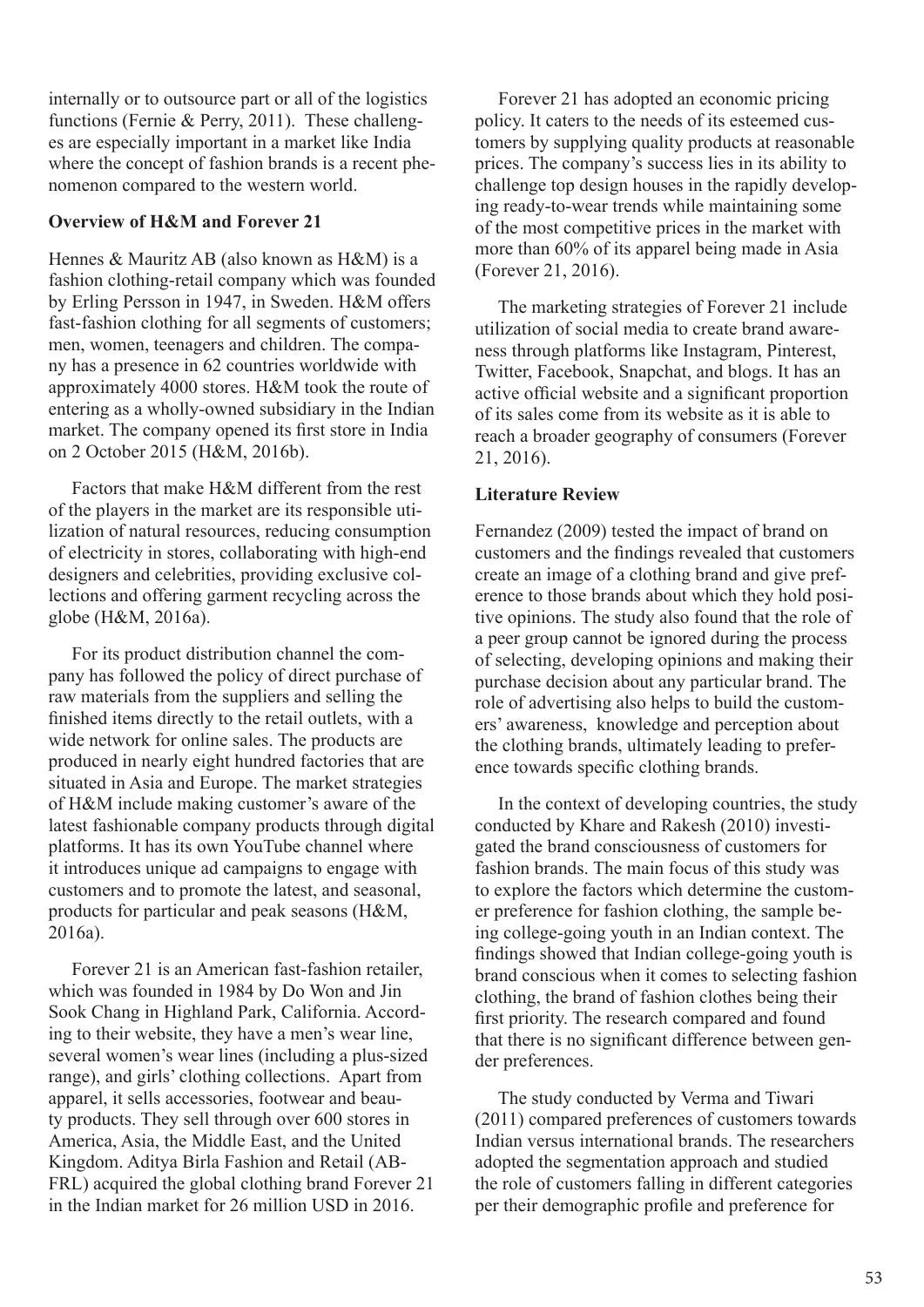internally or to outsource part or all of the logistics functions (Fernie & Perry, 2011). These challenges are especially important in a market like India where the concept of fashion brands is a recent phenomenon compared to the western world.

**Overview of H&M and Forever 21**

Hennes & Mauritz AB (also known as H&M) is a fashion clothing-retail company which was founded by Erling Persson in 1947, in Sweden. H&M offers fast-fashion clothing for all segments of customers; men, women, teenagers and children. The company has a presence in 62 countries worldwide with approximately 4000 stores. H&M took the route of entering as a wholly-owned subsidiary in the Indian market. The company opened its first store in India on 2 October 2015 (H&M, 2016b).

Factors that make H&M different from the rest of the players in the market are its responsible utilization of natural resources, reducing consumption of electricity in stores, collaborating with high-end designers and celebrities, providing exclusive collections and offering garment recycling across the globe (H&M, 2016a).

For its product distribution channel the company has followed the policy of direct purchase of raw materials from the suppliers and selling the finished items directly to the retail outlets, with a wide network for online sales. The products are produced in nearly eight hundred factories that are situated in Asia and Europe. The market strategies of H&M include making customer's aware of the latest fashionable company products through digital platforms. It has its own YouTube channel where it introduces unique ad campaigns to engage with customers and to promote the latest, and seasonal, products for particular and peak seasons (H&M, 2016a).

Forever 21 is an American fast-fashion retailer, which was founded in 1984 by Do Won and Jin Sook Chang in Highland Park, California. According to their website, they have a men's wear line, several women's wear lines (including a plus-sized range), and girls' clothing collections. Apart from apparel, it sells accessories, footwear and beauty products. They sell through over 600 stores in America, Asia, the Middle East, and the United Kingdom. Aditya Birla Fashion and Retail (ABFRL) acquired the global clothing brand Forever 21 in the Indian market for 26 million USD in 2016.

Forever 21 has adopted an economic pricing policy. It caters to the needs of its esteemed customers by supplying quality products at reasonable prices. The company's success lies in its ability to challenge top design houses in the rapidly developing ready-to-wear trends while maintaining some of the most competitive prices in the market with more than 60% of its apparel being made in Asia (Forever 21, 2016).

The marketing strategies of Forever 21 include utilization of social media to create brand awareness through platforms like Instagram, Pinterest, Twitter, Facebook, Snapchat, and blogs. It has an active official website and a significant proportion of its sales come from its website as it is able to reach a broader geography of consumers (Forever 21, 2016).

**Literature Review**

Fernandez (2009) tested the impact of brand on customers and the findings revealed that customers create an image of a clothing brand and give preference to those brands about which they hold positive opinions. The study also found that the role of a peer group cannot be ignored during the process of selecting, developing opinions and making their purchase decision about any particular brand. The role of advertising also helps to build the customers' awareness, knowledge and perception about the clothing brands, ultimately leading to preference towards specific clothing brands.

In the context of developing countries, the study conducted by Khare and Rakesh (2010) investigated the brand consciousness of customers for fashion brands. The main focus of this study was to explore the factors which determine the customer preference for fashion clothing, the sample being college-going youth in an Indian context. The findings showed that Indian college-going youth is brand conscious when it comes to selecting fashion clothing, the brand of fashion clothes being their first priority. The research compared and found that there is no significant difference between gender preferences.

The study conducted by Verma and Tiwari (2011) compared preferences of customers towards Indian versus international brands. The researchers adopted the segmentation approach and studied the role of customers falling in different categories per their demographic profile and preference for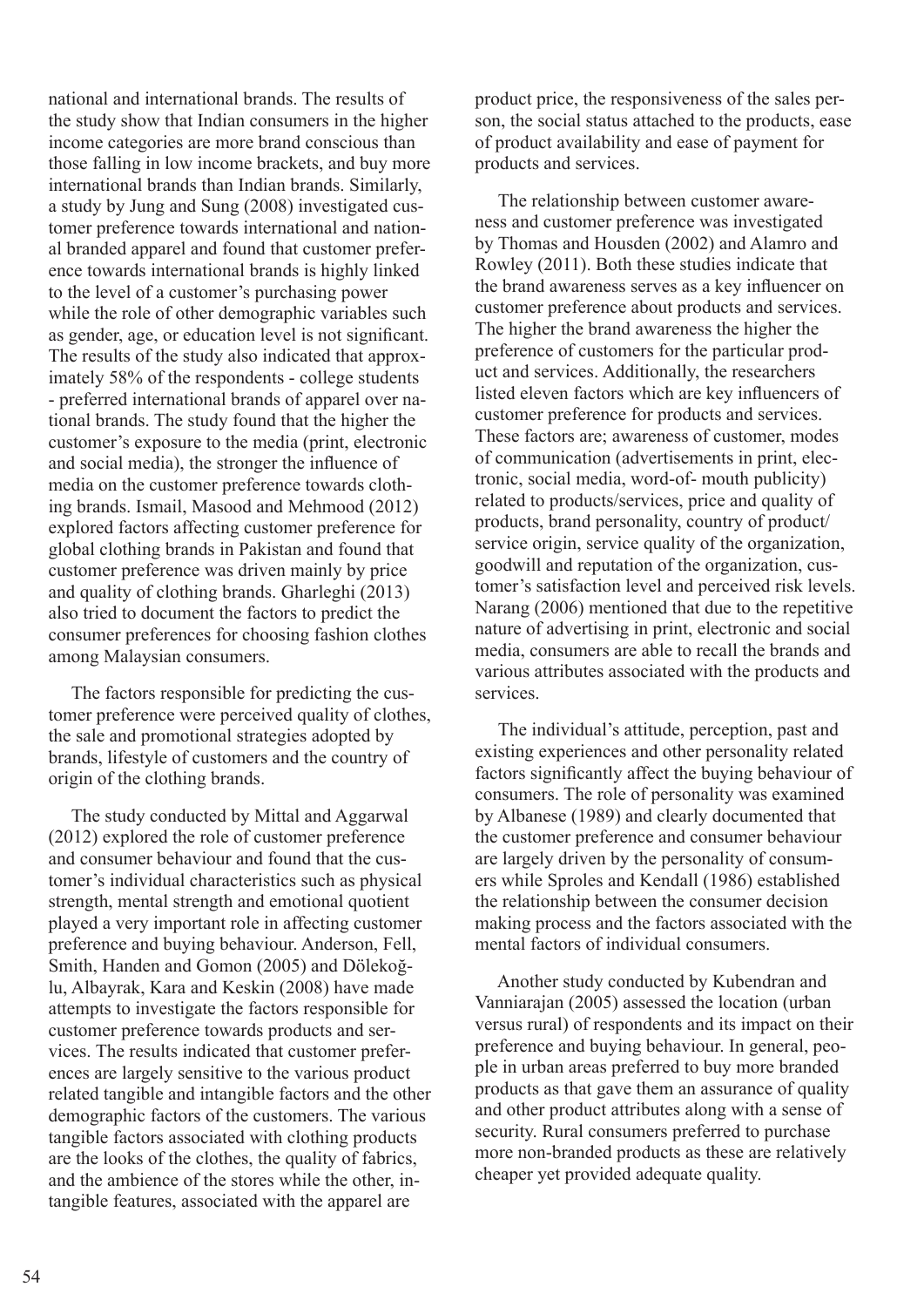national and international brands. The results of the study show that Indian consumers in the higher income categories are more brand conscious than those falling in low income brackets, and buy more international brands than Indian brands. Similarly, a study by Jung and Sung (2008) investigated customer preference towards international and national branded apparel and found that customer preference towards international brands is highly linked to the level of a customer's purchasing power while the role of other demographic variables such as gender, age, or education level is not significant. The results of the study also indicated that approximately 58% of the respondents - college students - preferred international brands of apparel over national brands. The study found that the higher the customer's exposure to the media (print, electronic and social media), the stronger the influence of media on the customer preference towards clothing brands. Ismail, Masood and Mehmood (2012) explored factors affecting customer preference for global clothing brands in Pakistan and found that customer preference was driven mainly by price and quality of clothing brands. Gharleghi (2013) also tried to document the factors to predict the consumer preferences for choosing fashion clothes among Malaysian consumers.

The factors responsible for predicting the customer preference were perceived quality of clothes, the sale and promotional strategies adopted by brands, lifestyle of customers and the country of origin of the clothing brands.

The study conducted by Mittal and Aggarwal (2012) explored the role of customer preference and consumer behaviour and found that the customer's individual characteristics such as physical strength, mental strength and emotional quotient played a very important role in affecting customer preference and buying behaviour. Anderson, Fell, Smith, Handen and Gomon (2005) and Dölekoğlu, Albayrak, Kara and Keskin (2008) have made attempts to investigate the factors responsible for customer preference towards products and services. The results indicated that customer preferences are largely sensitive to the various product related tangible and intangible factors and the other demographic factors of the customers. The various tangible factors associated with clothing products are the looks of the clothes, the quality of fabrics, and the ambience of the stores while the other, intangible features, associated with the apparel are product price, the responsiveness of the sales person, the social status attached to the products, ease of product availability and ease of payment for products and services.

The relationship between customer awareness and customer preference was investigated by Thomas and Housden (2002) and Alamro and Rowley (2011). Both these studies indicate that the brand awareness serves as a key influencer on customer preference about products and services. The higher the brand awareness the higher the preference of customers for the particular product and services. Additionally, the researchers listed eleven factors which are key influencers of customer preference for products and services. These factors are; awareness of customer, modes of communication (advertisements in print, electronic, social media, word-of- mouth publicity) related to products/services, price and quality of products, brand personality, country of product/service origin, service quality of the organization, goodwill and reputation of the organization, customer's satisfaction level and perceived risk levels. Narang (2006) mentioned that due to the repetitive nature of advertising in print, electronic and social media, consumers are able to recall the brands and various attributes associated with the products and services.

The individual's attitude, perception, past and existing experiences and other personality related factors significantly affect the buying behaviour of consumers. The role of personality was examined by Albanese (1989) and clearly documented that the customer preference and consumer behaviour are largely driven by the personality of consumers while Sproles and Kendall (1986) established the relationship between the consumer decision making process and the factors associated with the mental factors of individual consumers.

Another study conducted by Kubendran and Vanniarajan (2005) assessed the location (urban versus rural) of respondents and its impact on their preference and buying behaviour. In general, people in urban areas preferred to buy more branded products as that gave them an assurance of quality and other product attributes along with a sense of security. Rural consumers preferred to purchase more non-branded products as these are relatively cheaper yet provided adequate quality.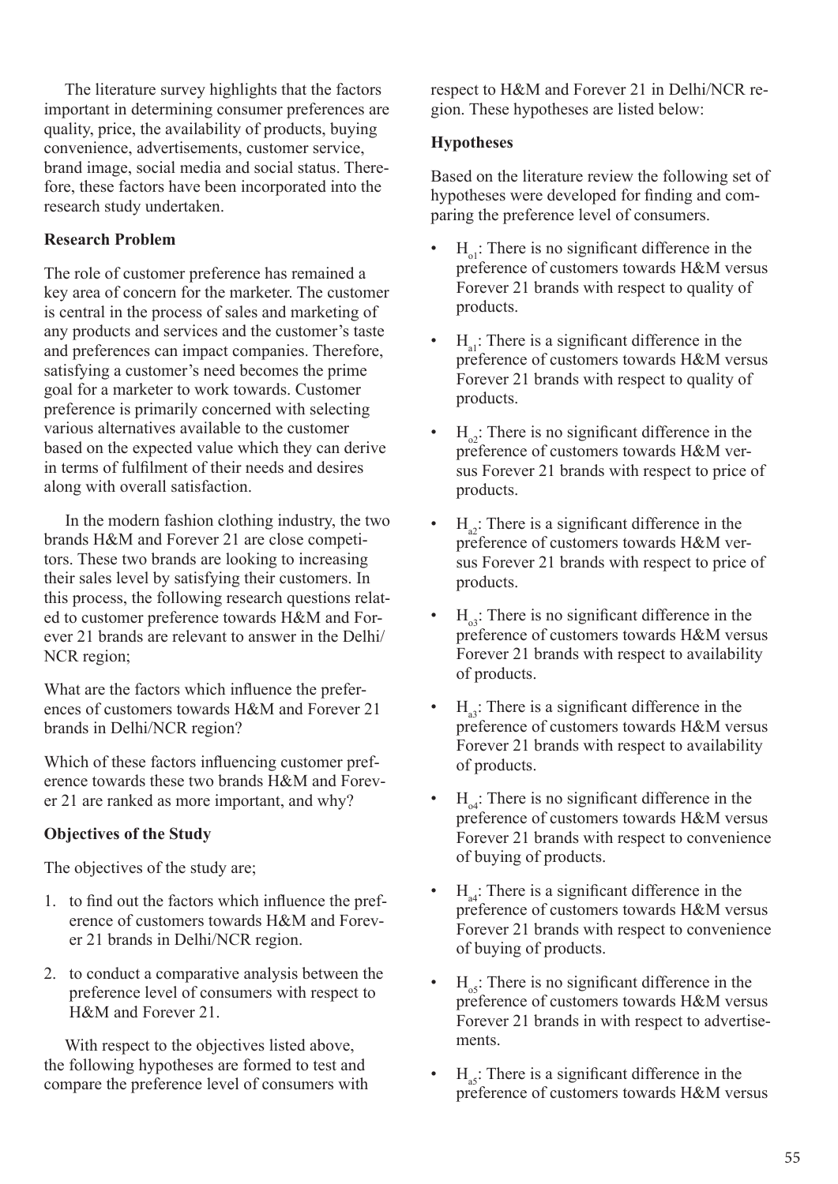The literature survey highlights that the factors important in determining consumer preferences are quality, price, the availability of products, buying convenience, advertisements, customer service, brand image, social media and social status. Therefore, these factors have been incorporated into the research study undertaken.

**Research Problem**

The role of customer preference has remained a key area of concern for the marketer. The customer is central in the process of sales and marketing of any products and services and the customer's taste and preferences can impact companies. Therefore, satisfying a customer's need becomes the prime goal for a marketer to work towards. Customer preference is primarily concerned with selecting various alternatives available to the customer based on the expected value which they can derive in terms of fulfilment of their needs and desires along with overall satisfaction.

In the modern fashion clothing industry, the two brands H&M and Forever 21 are close competitors. These two brands are looking to increasing their sales level by satisfying their customers. In this process, the following research questions related to customer preference towards H&M and Forever 21 brands are relevant to answer in the Delhi/NCR region;

What are the factors which influence the preferences of customers towards H&M and Forever 21 brands in Delhi/NCR region?

Which of these factors influencing customer preference towards these two brands H&M and Forever 21 are ranked as more important, and why?

**Objectives of the Study**

The objectives of the study are;

1. to find out the factors which influence the preference of customers towards H&M and Forever 21 brands in Delhi/NCR region.
2. to conduct a comparative analysis between the preference level of consumers with respect to H&M and Forever 21.

With respect to the objectives listed above, the following hypotheses are formed to test and compare the preference level of consumers with respect to H&M and Forever 21 in Delhi/NCR region. These hypotheses are listed below:

**Hypotheses**

Based on the literature review the following set of hypotheses were developed for finding and comparing the preference level of consumers.

- $H_{o1}$: There is no significant difference in the preference of customers towards H&M versus Forever 21 brands with respect to quality of products.
- $H_{a1}$: There is a significant difference in the preference of customers towards H&M versus Forever 21 brands with respect to quality of products.
- $H_{o2}$: There is no significant difference in the preference of customers towards H&M versus Forever 21 brands with respect to price of products.
- $H_{a2}$: There is a significant difference in the preference of customers towards H&M versus Forever 21 brands with respect to price of products.
- $H_{o3}$: There is no significant difference in the preference of customers towards H&M versus Forever 21 brands with respect to availability of products.
- $H_{a3}$: There is a significant difference in the preference of customers towards H&M versus Forever 21 brands with respect to availability of products.
- $H_{o4}$: There is no significant difference in the preference of customers towards H&M versus Forever 21 brands with respect to convenience of buying of products.
- $H_{a4}$: There is a significant difference in the preference of customers towards H&M versus Forever 21 brands with respect to convenience of buying of products.
- $H_{o5}$: There is no significant difference in the preference of customers towards H&M versus Forever 21 brands in with respect to advertisements.
- $H_{a5}$: There is a significant difference in the preference of customers towards H&M versus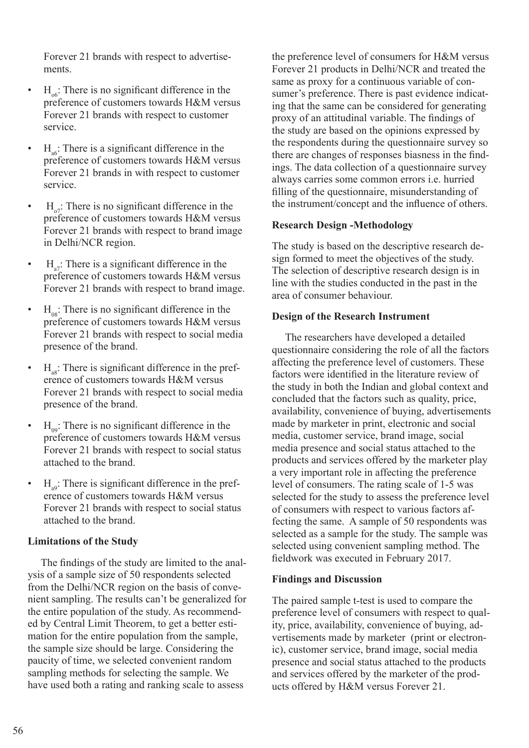Forever 21 brands with respect to advertisements.

- $H_{o6}$: There is no significant difference in the preference of customers towards H&M versus Forever 21 brands with respect to customer service.
- $H_{a6}$: There is a significant difference in the preference of customers towards H&M versus Forever 21 brands in with respect to customer service.
- $H_{o7}$: There is no significant difference in the preference of customers towards H&M versus Forever 21 brands with respect to brand image in Delhi/NCR region.
- $H_{a7}$: There is a significant difference in the preference of customers towards H&M versus Forever 21 brands with respect to brand image.
- $H_{08}$: There is no significant difference in the preference of customers towards H&M versus Forever 21 brands with respect to social media presence of the brand.
- $H_{a8}$: There is significant difference in the preference of customers towards H&M versus Forever 21 brands with respect to social media presence of the brand.
- $H_{09}$: There is no significant difference in the preference of customers towards H&M versus Forever 21 brands with respect to social status attached to the brand.
- $H_{a9}$: There is significant difference in the preference of customers towards H&M versus Forever 21 brands with respect to social status attached to the brand.

**Limitations of the Study**

The findings of the study are limited to the analysis of a sample size of 50 respondents selected from the Delhi/NCR region on the basis of convenient sampling. The results can't be generalized for the entire population of the study. As recommended by Central Limit Theorem, to get a better estimation for the entire population from the sample, the sample size should be large. Considering the paucity of time, we selected convenient random sampling methods for selecting the sample. We have used both a rating and ranking scale to assess the preference level of consumers for H&M versus Forever 21 products in Delhi/NCR and treated the same as proxy for a continuous variable of consumer's preference. There is past evidence indicating that the same can be considered for generating proxy of an attitudinal variable. The findings of the study are based on the opinions expressed by the respondents during the questionnaire survey so there are changes of responses biasness in the findings. The data collection of a questionnaire survey always carries some common errors i.e. hurried filling of the questionnaire, misunderstanding of the instrument/concept and the influence of others.

**Research Design -Methodology**

The study is based on the descriptive research design formed to meet the objectives of the study. The selection of descriptive research design is in line with the studies conducted in the past in the area of consumer behaviour.

**Design of the Research Instrument**

The researchers have developed a detailed questionnaire considering the role of all the factors affecting the preference level of customers. These factors were identified in the literature review of the study in both the Indian and global context and concluded that the factors such as quality, price, availability, convenience of buying, advertisements made by marketer in print, electronic and social media, customer service, brand image, social media presence and social status attached to the products and services offered by the marketer play a very important role in affecting the preference level of consumers. The rating scale of 1-5 was selected for the study to assess the preference level of consumers with respect to various factors affecting the same. A sample of 50 respondents was selected as a sample for the study. The sample was selected using convenient sampling method. The fieldwork was executed in February 2017.

**Findings and Discussion**

The paired sample t-test is used to compare the preference level of consumers with respect to quality, price, availability, convenience of buying, advertisements made by marketer (print or electronic), customer service, brand image, social media presence and social status attached to the products and services offered by the marketer of the products offered by H&M versus Forever 21.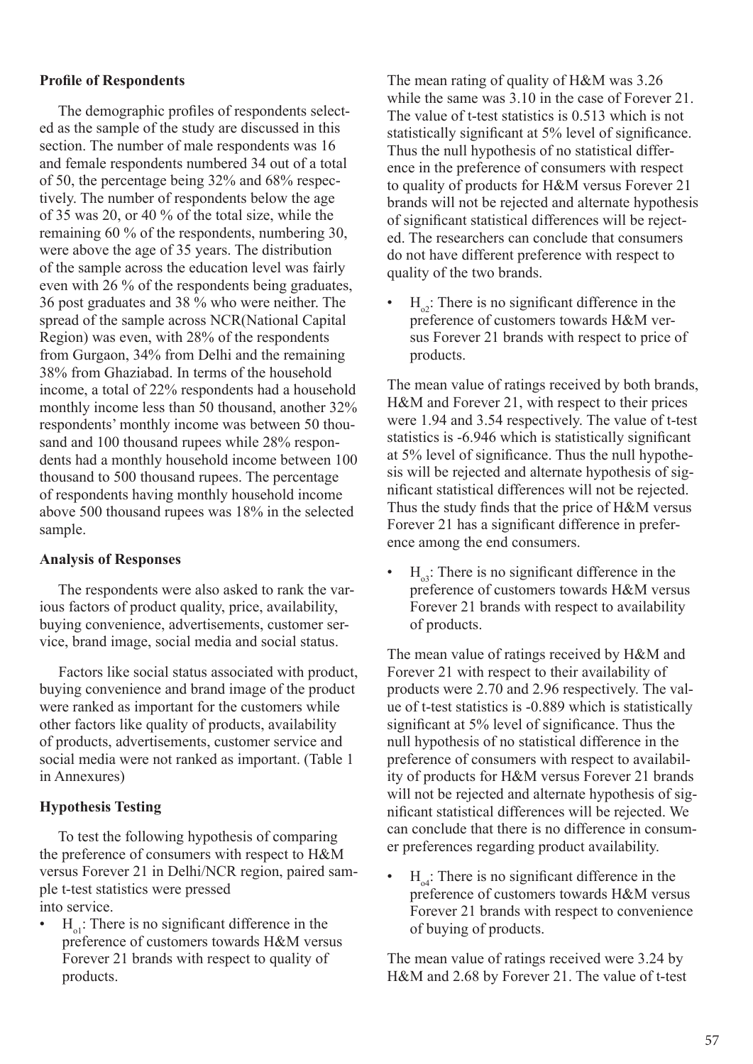**Profile of Respondents**

The demographic profiles of respondents selected as the sample of the study are discussed in this section. The number of male respondents was 16 and female respondents numbered 34 out of a total of 50, the percentage being 32% and 68% respectively. The number of respondents below the age of 35 was 20, or 40 % of the total size, while the remaining 60 % of the respondents, numbering 30, were above the age of 35 years. The distribution of the sample across the education level was fairly even with 26 % of the respondents being graduates, 36 post graduates and 38 % who were neither. The spread of the sample across NCR(National Capital Region) was even, with 28% of the respondents from Gurgaon, 34% from Delhi and the remaining 38% from Ghaziabad. In terms of the household income, a total of 22% respondents had a household monthly income less than 50 thousand, another 32% respondents' monthly income was between 50 thousand and 100 thousand rupees while 28% respondents had a monthly household income between 100 thousand to 500 thousand rupees. The percentage of respondents having monthly household income above 500 thousand rupees was 18% in the selected sample.

**Analysis of Responses**

The respondents were also asked to rank the various factors of product quality, price, availability, buying convenience, advertisements, customer service, brand image, social media and social status.

Factors like social status associated with product, buying convenience and brand image of the product were ranked as important for the customers while other factors like quality of products, availability of products, advertisements, customer service and social media were not ranked as important. (Table 1 in Annexures)

**Hypothesis Testing**

To test the following hypothesis of comparing the preference of consumers with respect to H&M versus Forever 21 in Delhi/NCR region, paired sample t-test statistics were pressed into service.

- $H_{o1}$: There is no significant difference in the preference of customers towards H&M versus Forever 21 brands with respect to quality of products.

The mean rating of quality of H&M was 3.26 while the same was 3.10 in the case of Forever 21. The value of t-test statistics is 0.513 which is not statistically significant at 5% level of significance. Thus the null hypothesis of no statistical difference in the preference of consumers with respect to quality of products for H&M versus Forever 21 brands will not be rejected and alternate hypothesis of significant statistical differences will be rejected. The researchers can conclude that consumers do not have different preference with respect to quality of the two brands.

- $H_{o2}$: There is no significant difference in the preference of customers towards H&M versus Forever 21 brands with respect to price of products.

The mean value of ratings received by both brands, H&M and Forever 21, with respect to their prices were 1.94 and 3.54 respectively. The value of t-test statistics is -6.946 which is statistically significant at 5% level of significance. Thus the null hypothesis will be rejected and alternate hypothesis of significant statistical differences will not be rejected. Thus the study finds that the price of H&M versus Forever 21 has a significant difference in preference among the end consumers.

- $H_{o3}$: There is no significant difference in the preference of customers towards H&M versus Forever 21 brands with respect to availability of products.

The mean value of ratings received by H&M and Forever 21 with respect to their availability of products were 2.70 and 2.96 respectively. The value of t-test statistics is -0.889 which is statistically significant at 5% level of significance. Thus the null hypothesis of no statistical difference in the preference of consumers with respect to availability of products for H&M versus Forever 21 brands will not be rejected and alternate hypothesis of significant statistical differences will be rejected. We can conclude that there is no difference in consumer preferences regarding product availability.

- $H_{o4}$: There is no significant difference in the preference of customers towards H&M versus Forever 21 brands with respect to convenience of buying of products.

The mean value of ratings received were 3.24 by H&M and 2.68 by Forever 21. The value of t-test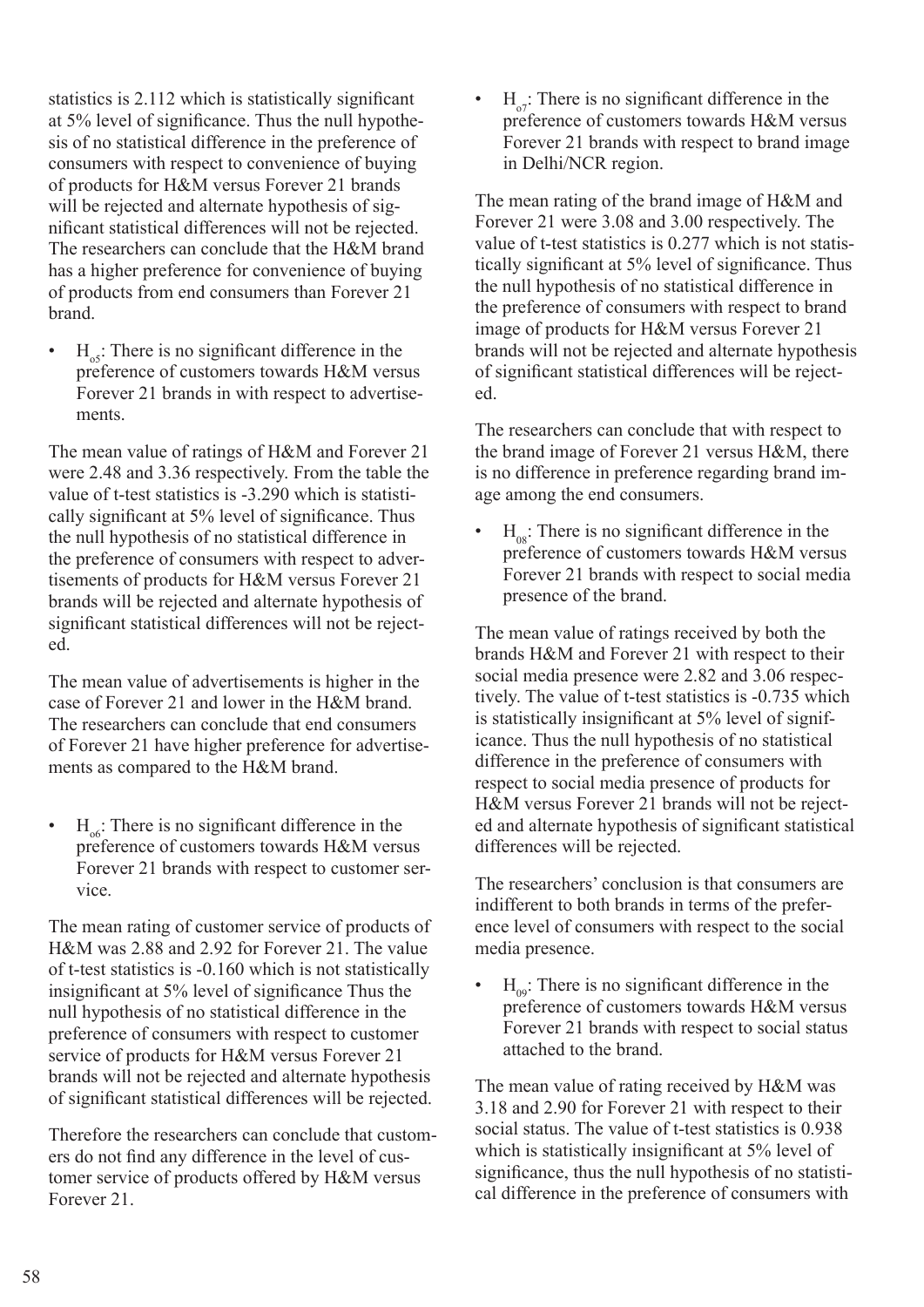statistics is 2.112 which is statistically significant at 5% level of significance. Thus the null hypothesis of no statistical difference in the preference of consumers with respect to convenience of buying of products for H&M versus Forever 21 brands will be rejected and alternate hypothesis of significant statistical differences will not be rejected. The researchers can conclude that the H&M brand has a higher preference for convenience of buying of products from end consumers than Forever 21 brand.

- $H_{o5}$: There is no significant difference in the preference of customers towards H&M versus Forever 21 brands in with respect to advertisements.

The mean value of ratings of H&M and Forever 21 were 2.48 and 3.36 respectively. From the table the value of t-test statistics is -3.290 which is statistically significant at 5% level of significance. Thus the null hypothesis of no statistical difference in the preference of consumers with respect to advertisements of products for H&M versus Forever 21 brands will be rejected and alternate hypothesis of significant statistical differences will not be rejected.

The mean value of advertisements is higher in the case of Forever 21 and lower in the H&M brand. The researchers can conclude that end consumers of Forever 21 have higher preference for advertisements as compared to the H&M brand.

- $H_{o6}$: There is no significant difference in the preference of customers towards H&M versus Forever 21 brands with respect to customer service.

The mean rating of customer service of products of H&M was 2.88 and 2.92 for Forever 21. The value of t-test statistics is -0.160 which is not statistically insignificant at 5% level of significance Thus the null hypothesis of no statistical difference in the preference of consumers with respect to customer service of products for H&M versus Forever 21 brands will not be rejected and alternate hypothesis of significant statistical differences will be rejected.

Therefore the researchers can conclude that customers do not find any difference in the level of customer service of products offered by H&M versus Forever 21.

- $H_{o7}$: There is no significant difference in the preference of customers towards H&M versus Forever 21 brands with respect to brand image in Delhi/NCR region.

The mean rating of the brand image of H&M and Forever 21 were 3.08 and 3.00 respectively. The value of t-test statistics is 0.277 which is not statistically significant at 5% level of significance. Thus the null hypothesis of no statistical difference in the preference of consumers with respect to brand image of products for H&M versus Forever 21 brands will not be rejected and alternate hypothesis of significant statistical differences will be rejected.

The researchers can conclude that with respect to the brand image of Forever 21 versus H&M, there is no difference in preference regarding brand image among the end consumers.

- $H_{08}$: There is no significant difference in the preference of customers towards H&M versus Forever 21 brands with respect to social media presence of the brand.

The mean value of ratings received by both the brands H&M and Forever 21 with respect to their social media presence were 2.82 and 3.06 respectively. The value of t-test statistics is -0.735 which is statistically insignificant at 5% level of significance. Thus the null hypothesis of no statistical difference in the preference of consumers with respect to social media presence of products for H&M versus Forever 21 brands will not be rejected and alternate hypothesis of significant statistical differences will be rejected.

The researchers' conclusion is that consumers are indifferent to both brands in terms of the preference level of consumers with respect to the social media presence.

- $H_{09}$: There is no significant difference in the preference of customers towards H&M versus Forever 21 brands with respect to social status attached to the brand.

The mean value of rating received by H&M was 3.18 and 2.90 for Forever 21 with respect to their social status. The value of t-test statistics is 0.938 which is statistically insignificant at 5% level of significance, thus the null hypothesis of no statistical difference in the preference of consumers with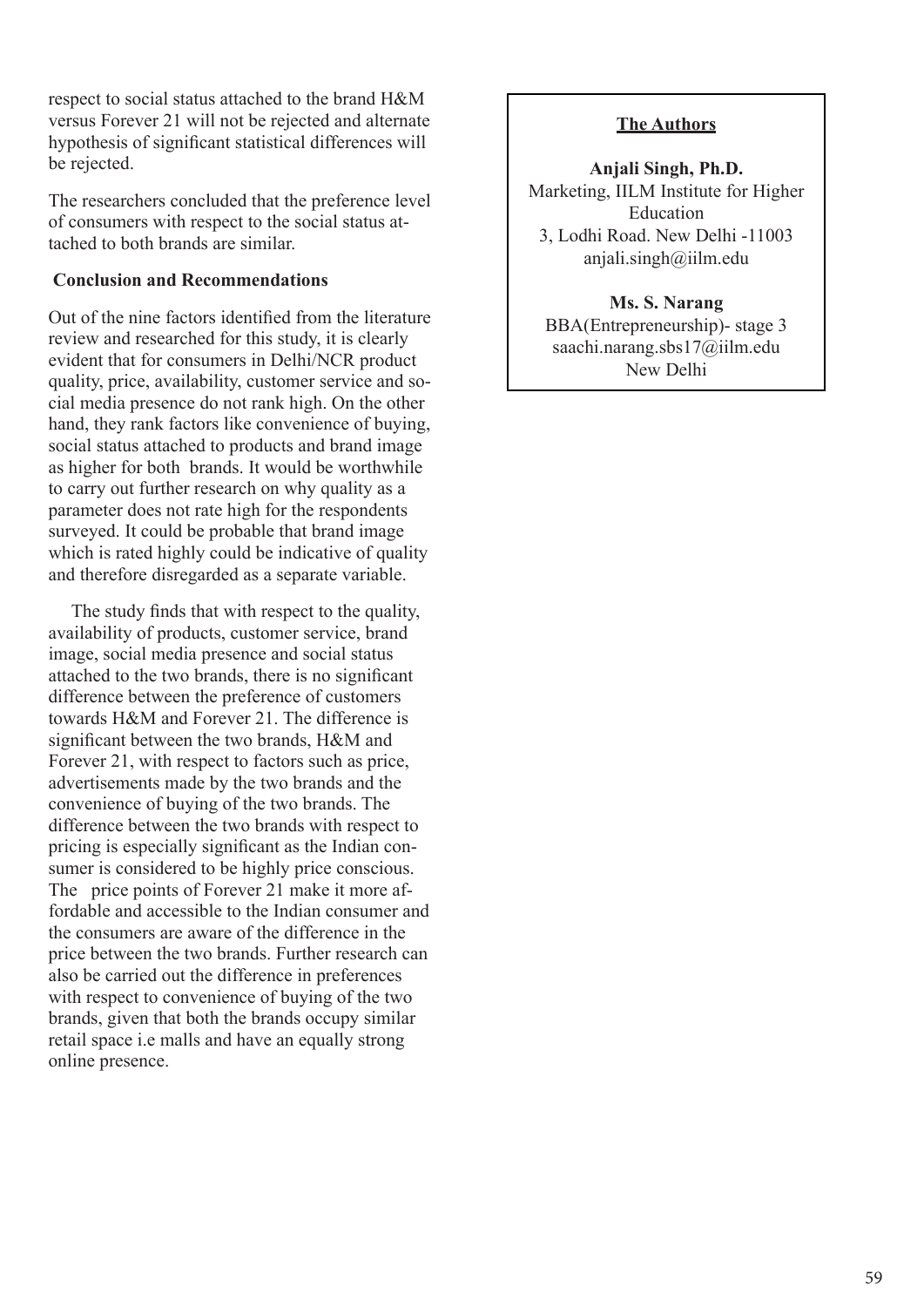respect to social status attached to the brand H&M versus Forever 21 will not be rejected and alternate hypothesis of significant statistical differences will be rejected.

The researchers concluded that the preference level of consumers with respect to the social status attached to both brands are similar.

**Conclusion and Recommendations**

Out of the nine factors identified from the literature review and researched for this study, it is clearly evident that for consumers in Delhi/NCR product quality, price, availability, customer service and social media presence do not rank high. On the other hand, they rank factors like convenience of buying, social status attached to products and brand image as higher for both brands. It would be worthwhile to carry out further research on why quality as a parameter does not rate high for the respondents surveyed. It could be probable that brand image which is rated highly could be indicative of quality and therefore disregarded as a separate variable.

The study finds that with respect to the quality, availability of products, customer service, brand image, social media presence and social status attached to the two brands, there is no significant difference between the preference of customers towards H&M and Forever 21. The difference is significant between the two brands, H&M and Forever 21, with respect to factors such as price, advertisements made by the two brands and the convenience of buying of the two brands. The difference between the two brands with respect to pricing is especially significant as the Indian consumer is considered to be highly price conscious. The price points of Forever 21 make it more affordable and accessible to the Indian consumer and the consumers are aware of the difference in the price between the two brands. Further research can also be carried out the difference in preferences with respect to convenience of buying of the two brands, given that both the brands occupy similar retail space i.e malls and have an equally strong online presence.

**The Authors**

**Anjali Singh, Ph.D.**
Marketing, IILM Institute for Higher Education
3, Lodhi Road. New Delhi -11003
anjali.singh@iilm.edu

**Ms. S. Narang**
BBA(Entrepreneurship)- stage 3
saachi.narang.sbs17@iilm.edu
New Delhi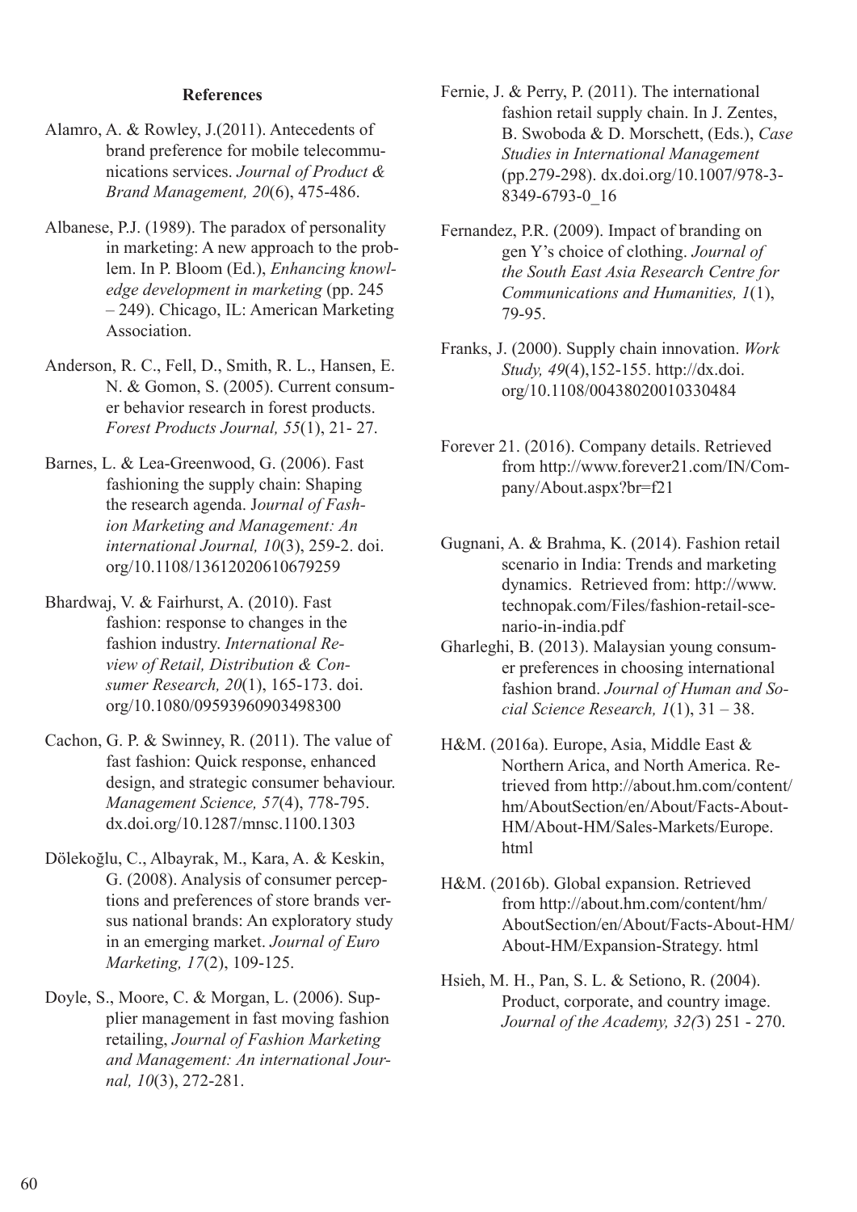**References**

Alamro, A. & Rowley, J.(2011). Antecedents of brand preference for mobile telecommunications services. *Journal of Product & Brand Management, 20*(6), 475-486.

Albanese, P.J. (1989). The paradox of personality in marketing: A new approach to the problem. In P. Bloom (Ed.), *Enhancing knowledge development in marketing* (pp. 245 – 249). Chicago, IL: American Marketing Association.

Anderson, R. C., Fell, D., Smith, R. L., Hansen, E. N. & Gomon, S. (2005). Current consumer behavior research in forest products. *Forest Products Journal, 55*(1), 21- 27.

Barnes, L. & Lea-Greenwood, G. (2006). Fast fashioning the supply chain: Shaping the research agenda. J*ournal of Fashion Marketing and Management: An international Journal, 10*(3), 259-2. doi.org/10.1108/13612020610679259

Bhardwaj, V. & Fairhurst, A. (2010). Fast fashion: response to changes in the fashion industry. *International Review of Retail, Distribution & Consumer Research, 20*(1), 165-173. doi.org/10.1080/09593960903498300

Cachon, G. P. & Swinney, R. (2011). The value of fast fashion: Quick response, enhanced design, and strategic consumer behaviour. *Management Science, 57*(4), 778-795. dx.doi.org/10.1287/mnsc.1100.1303

Dölekoğlu, C., Albayrak, M., Kara, A. & Keskin, G. (2008). Analysis of consumer perceptions and preferences of store brands versus national brands: An exploratory study in an emerging market. *Journal of Euro Marketing, 17*(2), 109-125.

Doyle, S., Moore, C. & Morgan, L. (2006). Supplier management in fast moving fashion retailing, *Journal of Fashion Marketing and Management: An international Journal, 10*(3), 272-281.

Fernie, J. & Perry, P. (2011). The international fashion retail supply chain. In J. Zentes, B. Swoboda & D. Morschett, (Eds.), *Case Studies in International Management* (pp.279-298). dx.doi.org/10.1007/978-3-8349-6793-0_16

Fernandez, P.R. (2009). Impact of branding on gen Y's choice of clothing. *Journal of the South East Asia Research Centre for Communications and Humanities, 1*(1), 79-95.

Franks, J. (2000). Supply chain innovation. *Work Study, 49*(4),152-155. http://dx.doi.org/10.1108/00438020010330484

Forever 21. (2016). Company details. Retrieved from http://www.forever21.com/IN/Company/About.aspx?br=f21

Gugnani, A. & Brahma, K. (2014). Fashion retail scenario in India: Trends and marketing dynamics. Retrieved from: http://www.technopak.com/Files/fashion-retail-scenario-in-india.pdf

Gharleghi, B. (2013). Malaysian young consumer preferences in choosing international fashion brand. *Journal of Human and Social Science Research, 1*(1), 31 – 38.

H&M. (2016a). Europe, Asia, Middle East & Northern Arica, and North America. Retrieved from http://about.hm.com/content/hm/AboutSection/en/About/Facts-About-HM/About-HM/Sales-Markets/Europe.html

H&M. (2016b). Global expansion. Retrieved from http://about.hm.com/content/hm/AboutSection/en/About/Facts-About-HM/About-HM/Expansion-Strategy. html

Hsieh, M. H., Pan, S. L. & Setiono, R. (2004). Product, corporate, and country image. *Journal of the Academy, 32(*3) 251 - 270.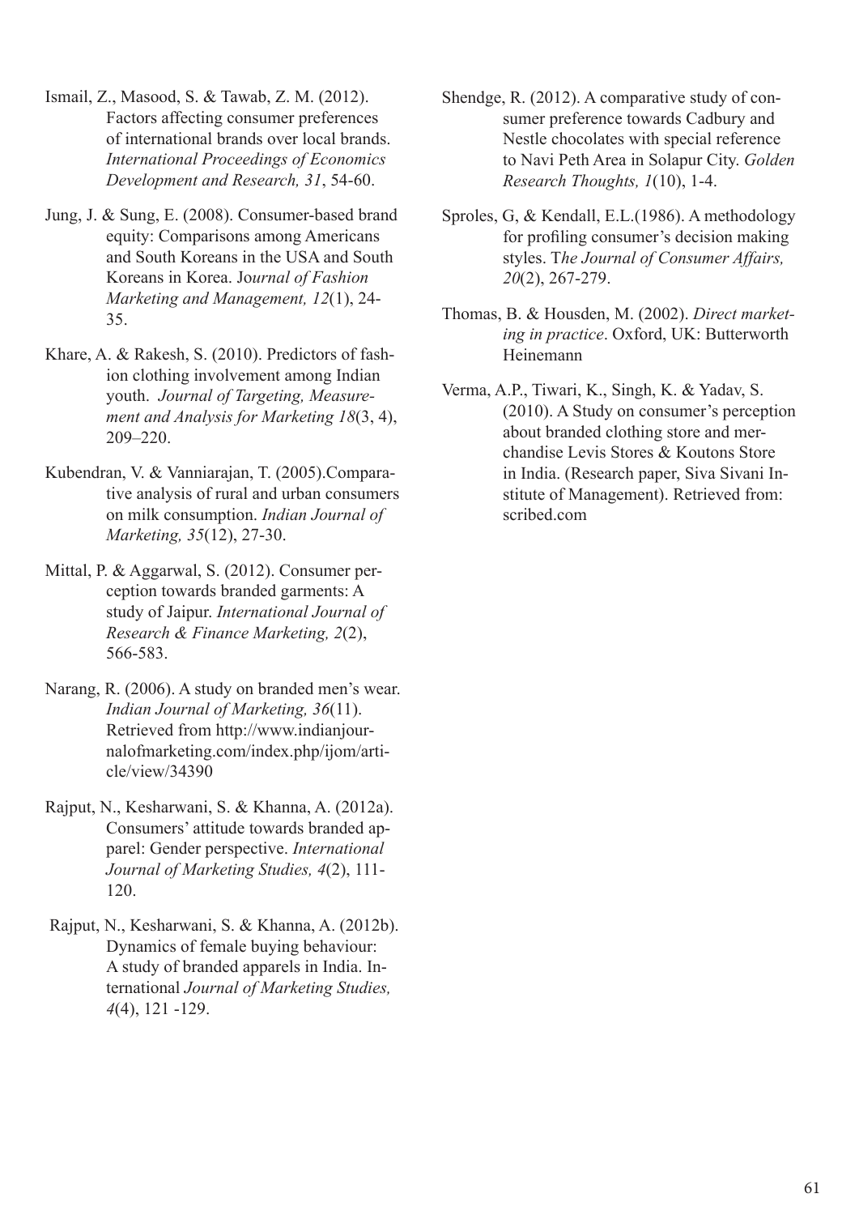Ismail, Z., Masood, S. & Tawab, Z. M. (2012). Factors affecting consumer preferences of international brands over local brands. *International Proceedings of Economics Development and Research, 31*, 54-60.

Jung, J. & Sung, E. (2008). Consumer-based brand equity: Comparisons among Americans and South Koreans in the USA and South Koreans in Korea. J*ournal of Fashion Marketing and Management, 12*(1), 24-35.

Khare, A. & Rakesh, S. (2010). Predictors of fashion clothing involvement among Indian youth. *Journal of Targeting, Measurement and Analysis for Marketing 18*(3, 4), 209–220.

Kubendran, V. & Vanniarajan, T. (2005).Comparative analysis of rural and urban consumers on milk consumption. *Indian Journal of Marketing, 35*(12), 27-30.

Mittal, P. & Aggarwal, S. (2012). Consumer perception towards branded garments: A study of Jaipur. *International Journal of Research & Finance Marketing, 2*(2), 566-583.

Narang, R. (2006). A study on branded men's wear. *Indian Journal of Marketing, 36*(11). Retrieved from http://www.indianjournalofmarketing.com/index.php/ijom/article/view/34390

Rajput, N., Kesharwani, S. & Khanna, A. (2012a). Consumers' attitude towards branded apparel: Gender perspective. *International Journal of Marketing Studies, 4*(2), 111-120.

Rajput, N., Kesharwani, S. & Khanna, A. (2012b). Dynamics of female buying behaviour: A study of branded apparels in India. International *Journal of Marketing Studies, 4*(4), 121 -129.

Shendge, R. (2012). A comparative study of consumer preference towards Cadbury and Nestle chocolates with special reference to Navi Peth Area in Solapur City. *Golden Research Thoughts, 1*(10), 1-4.

Sproles, G, & Kendall, E.L.(1986). A methodology for profiling consumer's decision making styles. T*he Journal of Consumer Affairs, 20*(2), 267-279.

Thomas, B. & Housden, M. (2002). *Direct marketing in practice*. Oxford, UK: Butterworth Heinemann

Verma, A.P., Tiwari, K., Singh, K. & Yadav, S. (2010). A Study on consumer's perception about branded clothing store and merchandise Levis Stores & Koutons Store in India. (Research paper, Siva Sivani Institute of Management). Retrieved from: scribed.com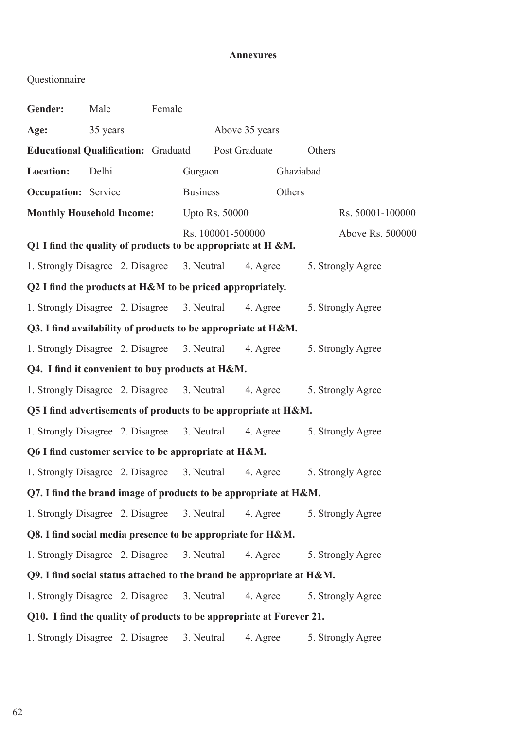# Annexures

Questionnaire

**Gender:** Male Female

**Age:** 35 years Above 35 years

**Educational Qualification:** Graduatd Post Graduate Others

**Location:** Delhi Gurgaon Ghaziabad

**Occupation:** Service Business Others

**Monthly Household Income:** Upto Rs. 50000 Rs. 50001-100000 Rs. 100001-500000 Above Rs. 500000

**Q1 I find the quality of products to be appropriate at H &M.**

1. Strongly Disagree 2. Disagree 3. Neutral 4. Agree 5. Strongly Agree

**Q2 I find the products at H&M to be priced appropriately.**

1. Strongly Disagree 2. Disagree 3. Neutral 4. Agree 5. Strongly Agree

**Q3. I find availability of products to be appropriate at H&M.**

1. Strongly Disagree 2. Disagree 3. Neutral 4. Agree 5. Strongly Agree

**Q4. I find it convenient to buy products at H&M.**

1. Strongly Disagree 2. Disagree 3. Neutral 4. Agree 5. Strongly Agree

**Q5 I find advertisements of products to be appropriate at H&M.**

1. Strongly Disagree 2. Disagree 3. Neutral 4. Agree 5. Strongly Agree

**Q6 I find customer service to be appropriate at H&M.**

1. Strongly Disagree 2. Disagree 3. Neutral 4. Agree 5. Strongly Agree

**Q7. I find the brand image of products to be appropriate at H&M.**

1. Strongly Disagree 2. Disagree 3. Neutral 4. Agree 5. Strongly Agree

**Q8. I find social media presence to be appropriate for H&M.**

1. Strongly Disagree 2. Disagree 3. Neutral 4. Agree 5. Strongly Agree

**Q9. I find social status attached to the brand be appropriate at H&M.**

1. Strongly Disagree 2. Disagree 3. Neutral 4. Agree 5. Strongly Agree

**Q10. I find the quality of products to be appropriate at Forever 21.**

1. Strongly Disagree 2. Disagree 3. Neutral 4. Agree 5. Strongly Agree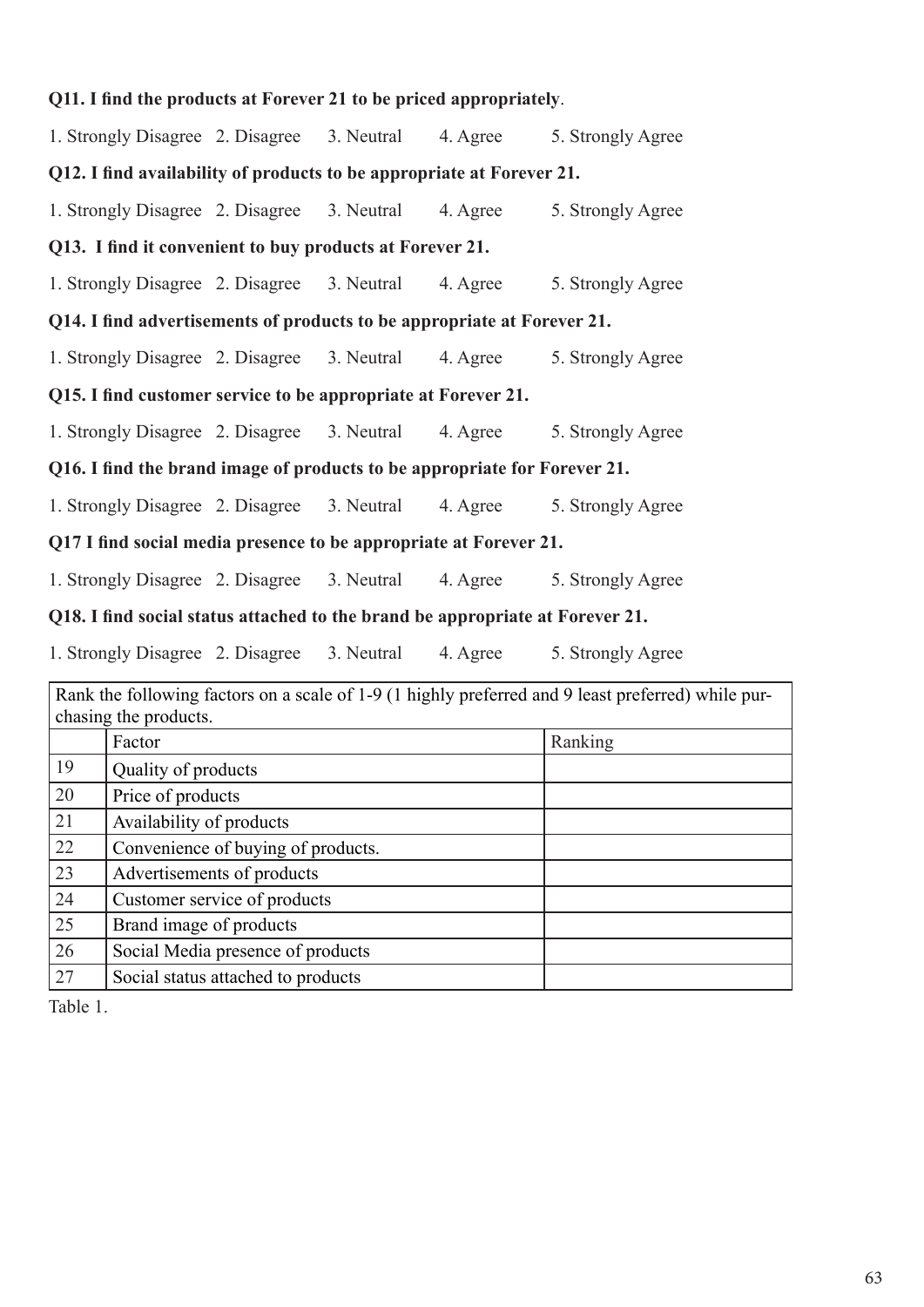**Q11. I find the products at Forever 21 to be priced appropriately**.

1. Strongly Disagree 2. Disagree 3. Neutral 4. Agree 5. Strongly Agree

**Q12. I find availability of products to be appropriate at Forever 21.**

1. Strongly Disagree 2. Disagree 3. Neutral 4. Agree 5. Strongly Agree

**Q13. I find it convenient to buy products at Forever 21.**

1. Strongly Disagree 2. Disagree 3. Neutral 4. Agree 5. Strongly Agree

**Q14. I find advertisements of products to be appropriate at Forever 21.**

1. Strongly Disagree 2. Disagree 3. Neutral 4. Agree 5. Strongly Agree

**Q15. I find customer service to be appropriate at Forever 21.**

1. Strongly Disagree 2. Disagree 3. Neutral 4. Agree 5. Strongly Agree

**Q16. I find the brand image of products to be appropriate for Forever 21.**

1. Strongly Disagree 2. Disagree 3. Neutral 4. Agree 5. Strongly Agree

**Q17 I find social media presence to be appropriate at Forever 21.**

1. Strongly Disagree 2. Disagree 3. Neutral 4. Agree 5. Strongly Agree

**Q18. I find social status attached to the brand be appropriate at Forever 21.**

1. Strongly Disagree 2. Disagree 3. Neutral 4. Agree 5. Strongly Agree

| Rank the following factors on a scale of 1-9 (1 highly preferred and 9 least preferred) while purchasing the products. | | |
|---|---|---|
| | Factor | Ranking |
| 19 | Quality of products | |
| 20 | Price of products | |
| 21 | Availability of products | |
| 22 | Convenience of buying of products. | |
| 23 | Advertisements of products | |
| 24 | Customer service of products | |
| 25 | Brand image of products | |
| 26 | Social Media presence of products | |
| 27 | Social status attached to products | |

Table 1.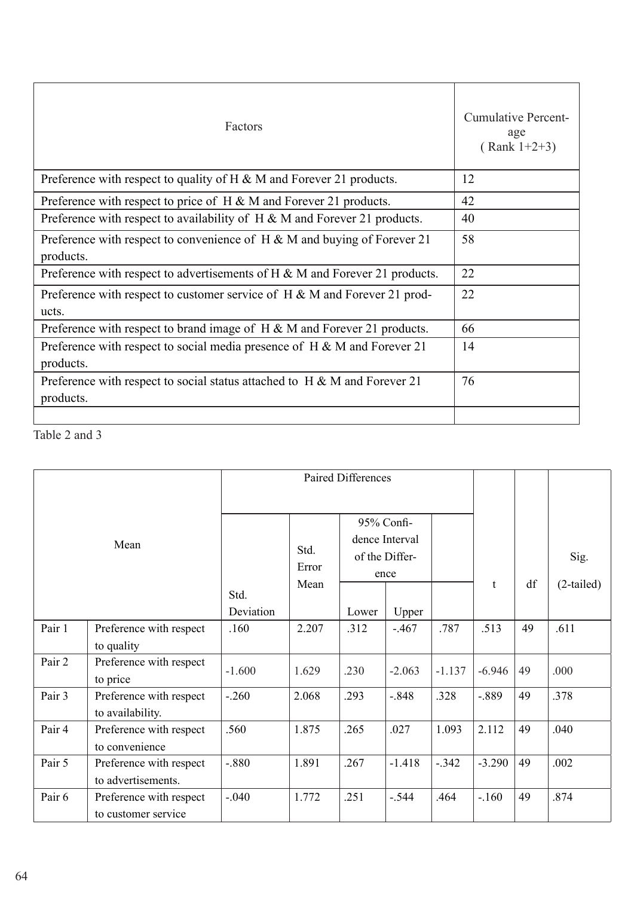| Factors | Cumulative Percentage ( Rank 1+2+3) |
|---|---|
| Preference with respect to quality of H & M and Forever 21 products. | 12 |
| Preference with respect to price of H & M and Forever 21 products. | 42 |
| Preference with respect to availability of H & M and Forever 21 products. | 40 |
| Preference with respect to convenience of H & M and buying of Forever 21 products. | 58 |
| Preference with respect to advertisements of H & M and Forever 21 products. | 22 |
| Preference with respect to customer service of H & M and Forever 21 products. | 22 |
| Preference with respect to brand image of H & M and Forever 21 products. | 66 |
| Preference with respect to social media presence of H & M and Forever 21 products. | 14 |
| Preference with respect to social status attached to H & M and Forever 21 products. | 76 |
| | |

Table 2 and 3

| Mean | | Paired Differences | | | | | t | df | Sig. (2-tailed) |
|---|---|---|---|---|---|---|---|---|---|
| | | Std. Deviation | Std. Error Mean | 95% Confidence Interval of the Difference | | | | | |
| | | | | Lower | Upper | | | | |
| Pair 1 | Preference with respect to quality | .160 | 2.207 | .312 | -.467 | .787 | .513 | 49 | .611 |
| Pair 2 | Preference with respect to price | -1.600 | 1.629 | .230 | -2.063 | -1.137 | -6.946 | 49 | .000 |
| Pair 3 | Preference with respect to availability. | -.260 | 2.068 | .293 | -.848 | .328 | -.889 | 49 | .378 |
| Pair 4 | Preference with respect to convenience | .560 | 1.875 | .265 | .027 | 1.093 | 2.112 | 49 | .040 |
| Pair 5 | Preference with respect to advertisements. | -.880 | 1.891 | .267 | -1.418 | -.342 | -3.290 | 49 | .002 |
| Pair 6 | Preference with respect to customer service | -.040 | 1.772 | .251 | -.544 | .464 | -.160 | 49 | .874 |